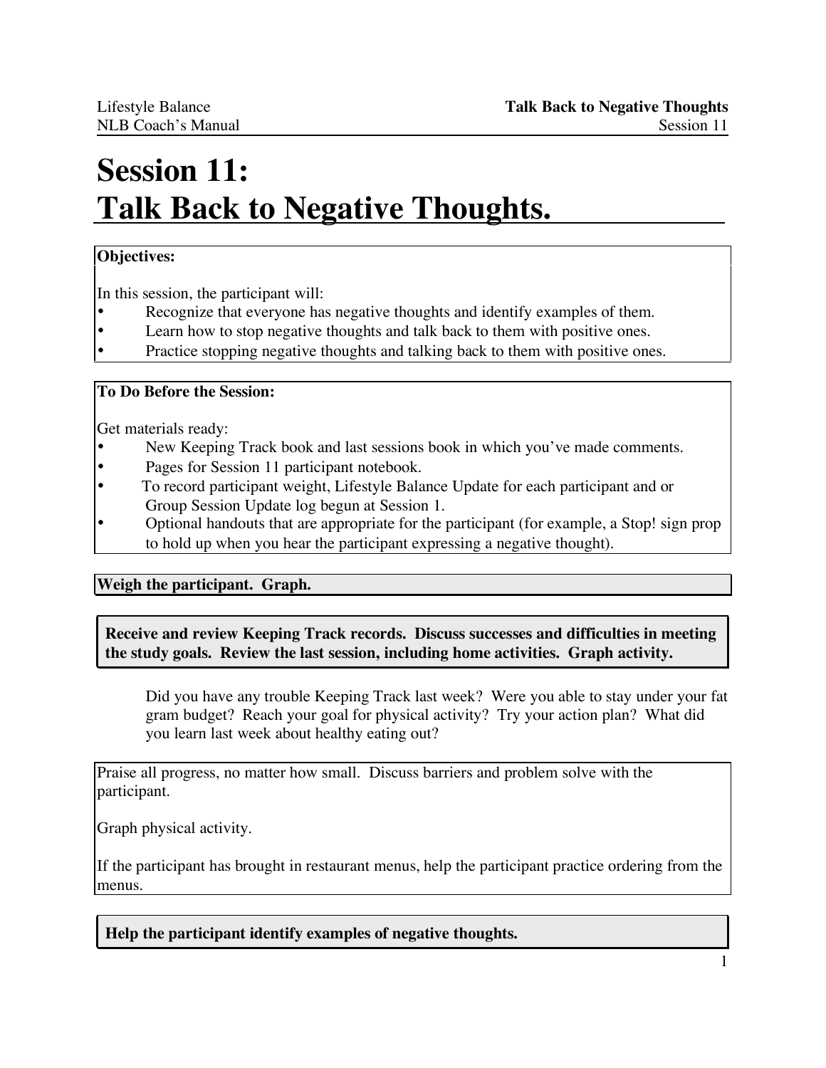# Session 11: Talk Back to Negative Thoughts.

**Objectives:**

In this session, the participant will:

- Recognize that everyone has negative thoughts and identify examples of them.
- Learn how to stop negative thoughts and talk back to them with positive ones.
- Practice stopping negative thoughts and talking back to them with positive ones.

**To Do Before the Session:**

Get materials ready:

- New Keeping Track book and last sessions book in which you've made comments.
- Pages for Session 11 participant notebook.
- To record participant weight, Lifestyle Balance Update for each participant and or Group Session Update log begun at Session 1.
- Optional handouts that are appropriate for the participant (for example, a Stop! sign prop to hold up when you hear the participant expressing a negative thought).

**Weigh the participant. Graph.**

**Receive and review Keeping Track records. Discuss successes and difficulties in meeting the study goals. Review the last session, including home activities. Graph activity.**

Did you have any trouble Keeping Track last week? Were you able to stay under your fat gram budget? Reach your goal for physical activity? Try your action plan? What did you learn last week about healthy eating out?

Praise all progress, no matter how small. Discuss barriers and problem solve with the participant.

Graph physical activity.

If the participant has brought in restaurant menus, help the participant practice ordering from the menus.

**Help the participant identify examples of negative thoughts.**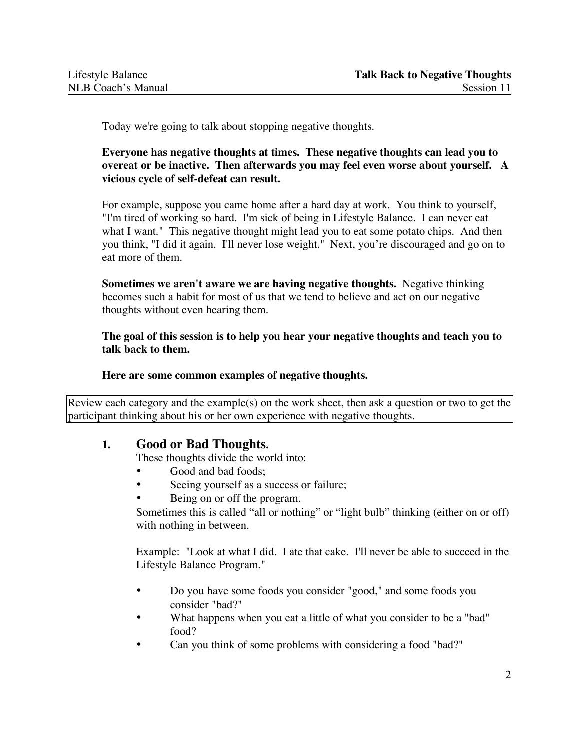Today we're going to talk about stopping negative thoughts.

**Everyone has negative thoughts at times. These negative thoughts can lead you to overeat or be inactive. Then afterwards you may feel even worse about yourself. A vicious cycle of self-defeat can result.**

For example, suppose you came home after a hard day at work. You think to yourself, "I'm tired of working so hard. I'm sick of being in Lifestyle Balance. I can never eat what I want." This negative thought might lead you to eat some potato chips. And then you think, "I did it again. I'll never lose weight." Next, you're discouraged and go on to eat more of them.

**Sometimes we aren't aware we are having negative thoughts.** Negative thinking becomes such a habit for most of us that we tend to believe and act on our negative thoughts without even hearing them.

**The goal of this session is to help you hear your negative thoughts and teach you to talk back to them.**

**Here are some common examples of negative thoughts.**

> Review each category and the example(s) on the work sheet, then ask a question or two to get the participant thinking about his or her own experience with negative thoughts.

## 1. Good or Bad Thoughts.

These thoughts divide the world into:

- Good and bad foods;
- Seeing yourself as a success or failure;
- Being on or off the program.

Sometimes this is called "all or nothing" or "light bulb" thinking (either on or off) with nothing in between.

Example: "Look at what I did. I ate that cake. I'll never be able to succeed in the Lifestyle Balance Program."

- Do you have some foods you consider "good," and some foods you consider "bad?"
- What happens when you eat a little of what you consider to be a "bad" food?
- Can you think of some problems with considering a food "bad?"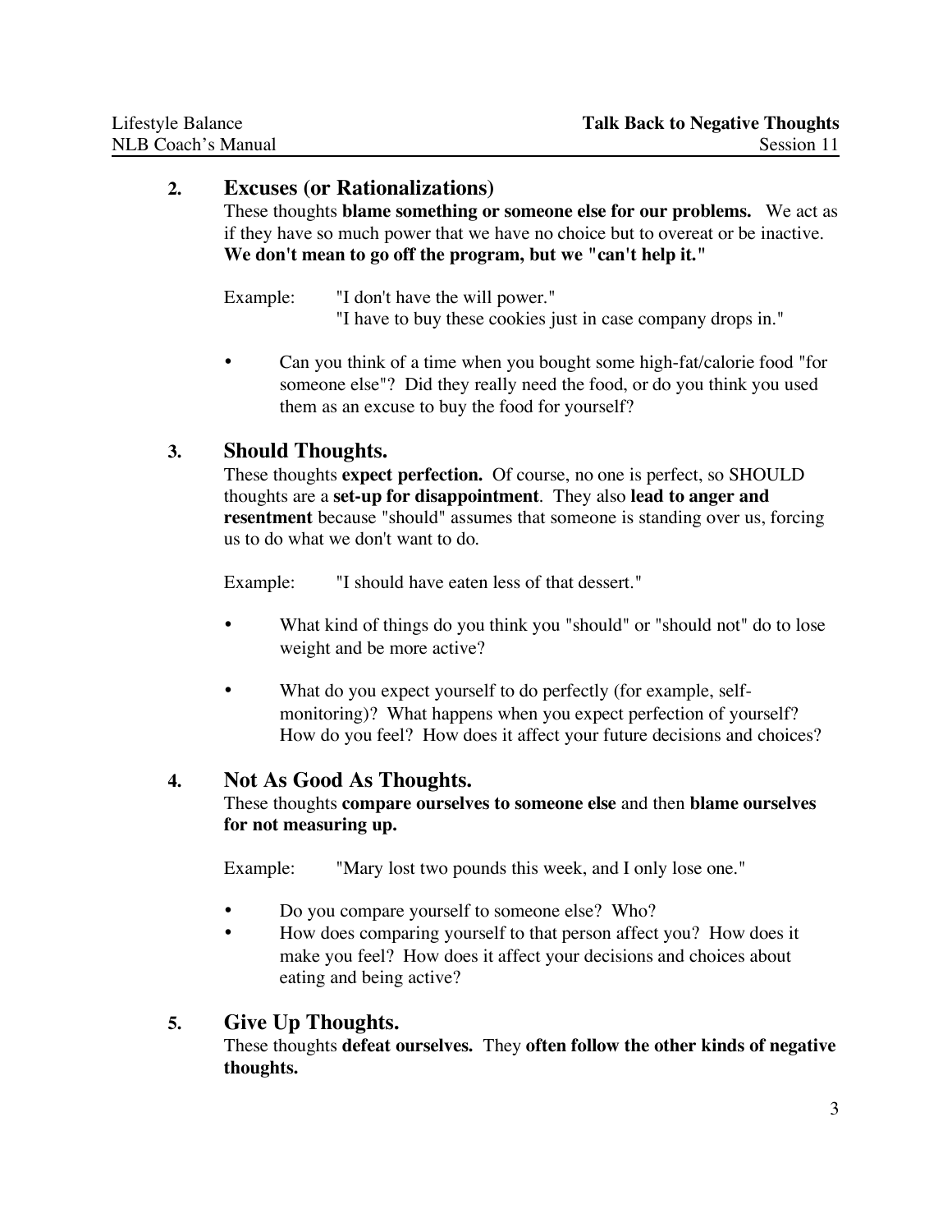## 2. Excuses (or Rationalizations)

These thoughts **blame something or someone else for our problems.** We act as if they have so much power that we have no choice but to overeat or be inactive. **We don't mean to go off the program, but we "can't help it."**

Example: "I don't have the will power."
"I have to buy these cookies just in case company drops in."

- Can you think of a time when you bought some high-fat/calorie food "for someone else"? Did they really need the food, or do you think you used them as an excuse to buy the food for yourself?

## 3. Should Thoughts.

These thoughts **expect perfection.** Of course, no one is perfect, so SHOULD thoughts are a **set-up for disappointment**. They also **lead to anger and resentment** because "should" assumes that someone is standing over us, forcing us to do what we don't want to do.

Example: "I should have eaten less of that dessert."

- What kind of things do you think you "should" or "should not" do to lose weight and be more active?
- What do you expect yourself to do perfectly (for example, self-monitoring)? What happens when you expect perfection of yourself? How do you feel? How does it affect your future decisions and choices?

## 4. Not As Good As Thoughts.

These thoughts **compare ourselves to someone else** and then **blame ourselves for not measuring up.**

Example: "Mary lost two pounds this week, and I only lose one."

- Do you compare yourself to someone else? Who?
- How does comparing yourself to that person affect you? How does it make you feel? How does it affect your decisions and choices about eating and being active?

## 5. Give Up Thoughts.

These thoughts **defeat ourselves.** They **often follow the other kinds of negative thoughts.**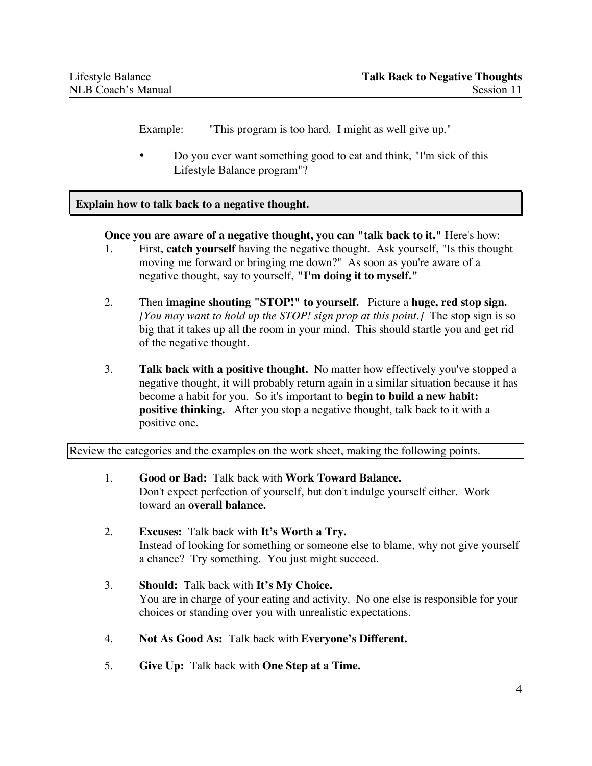Example: "This program is too hard. I might as well give up."

- Do you ever want something good to eat and think, "I'm sick of this Lifestyle Balance program"?

**Explain how to talk back to a negative thought.**

**Once you are aware of a negative thought, you can "talk back to it."** Here's how:

1. First, **catch yourself** having the negative thought. Ask yourself, "Is this thought moving me forward or bringing me down?" As soon as you're aware of a negative thought, say to yourself, **"I'm doing it to myself."**

2. Then **imagine shouting "STOP!" to yourself.** Picture a **huge, red stop sign.** *[You may want to hold up the STOP! sign prop at this point.]* The stop sign is so big that it takes up all the room in your mind. This should startle you and get rid of the negative thought.

3. **Talk back with a positive thought.** No matter how effectively you've stopped a negative thought, it will probably return again in a similar situation because it has become a habit for you. So it's important to **begin to build a new habit: positive thinking.** After you stop a negative thought, talk back to it with a positive one.

Review the categories and the examples on the work sheet, making the following points.

1. **Good or Bad:** Talk back with **Work Toward Balance.**
   Don't expect perfection of yourself, but don't indulge yourself either. Work toward an **overall balance.**

2. **Excuses:** Talk back with **It's Worth a Try.**
   Instead of looking for something or someone else to blame, why not give yourself a chance? Try something. You just might succeed.

3. **Should:** Talk back with **It's My Choice.**
   You are in charge of your eating and activity. No one else is responsible for your choices or standing over you with unrealistic expectations.

4. **Not As Good As:** Talk back with **Everyone's Different.**

5. **Give Up:** Talk back with **One Step at a Time.**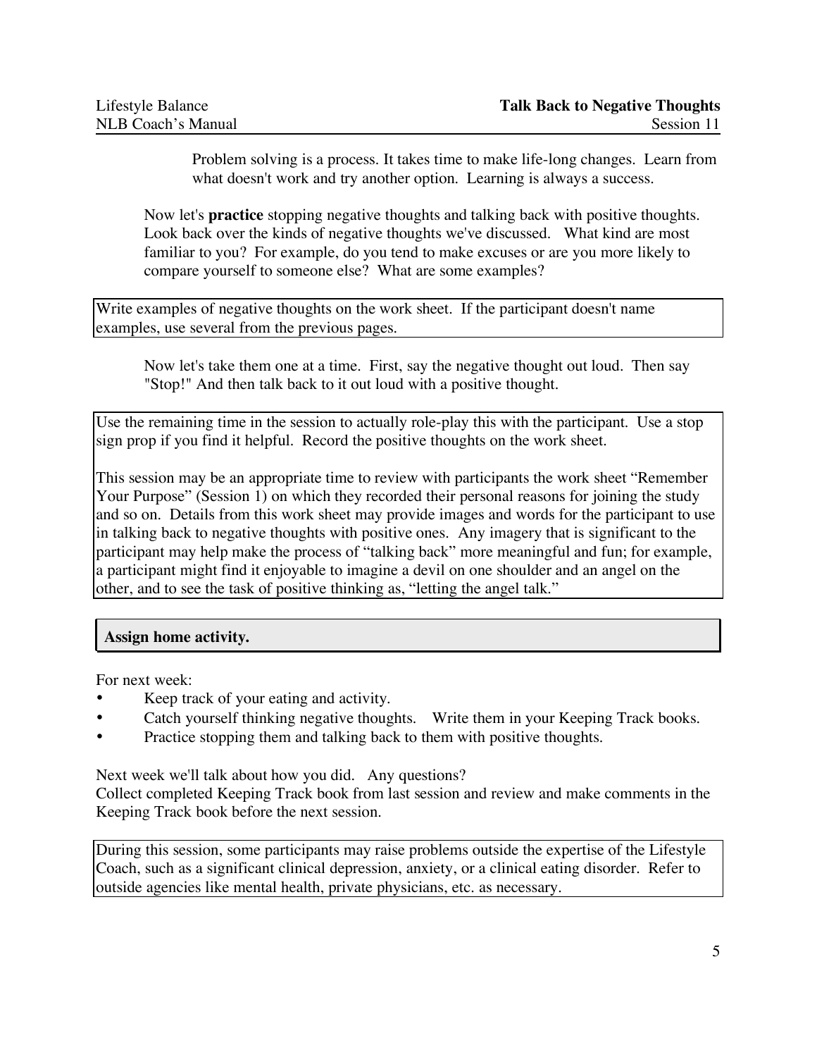Problem solving is a process. It takes time to make life-long changes. Learn from what doesn't work and try another option. Learning is always a success.

Now let's **practice** stopping negative thoughts and talking back with positive thoughts. Look back over the kinds of negative thoughts we've discussed. What kind are most familiar to you? For example, do you tend to make excuses or are you more likely to compare yourself to someone else? What are some examples?

> Write examples of negative thoughts on the work sheet. If the participant doesn't name examples, use several from the previous pages.

Now let's take them one at a time. First, say the negative thought out loud. Then say "Stop!" And then talk back to it out loud with a positive thought.

> Use the remaining time in the session to actually role-play this with the participant. Use a stop sign prop if you find it helpful. Record the positive thoughts on the work sheet.
>
> This session may be an appropriate time to review with participants the work sheet "Remember Your Purpose" (Session 1) on which they recorded their personal reasons for joining the study and so on. Details from this work sheet may provide images and words for the participant to use in talking back to negative thoughts with positive ones. Any imagery that is significant to the participant may help make the process of "talking back" more meaningful and fun; for example, a participant might find it enjoyable to imagine a devil on one shoulder and an angel on the other, and to see the task of positive thinking as, "letting the angel talk."

## Assign home activity.

For next week:

- Keep track of your eating and activity.
- Catch yourself thinking negative thoughts. Write them in your Keeping Track books.
- Practice stopping them and talking back to them with positive thoughts.

Next week we'll talk about how you did. Any questions?
Collect completed Keeping Track book from last session and review and make comments in the Keeping Track book before the next session.

> During this session, some participants may raise problems outside the expertise of the Lifestyle Coach, such as a significant clinical depression, anxiety, or a clinical eating disorder. Refer to outside agencies like mental health, private physicians, etc. as necessary.